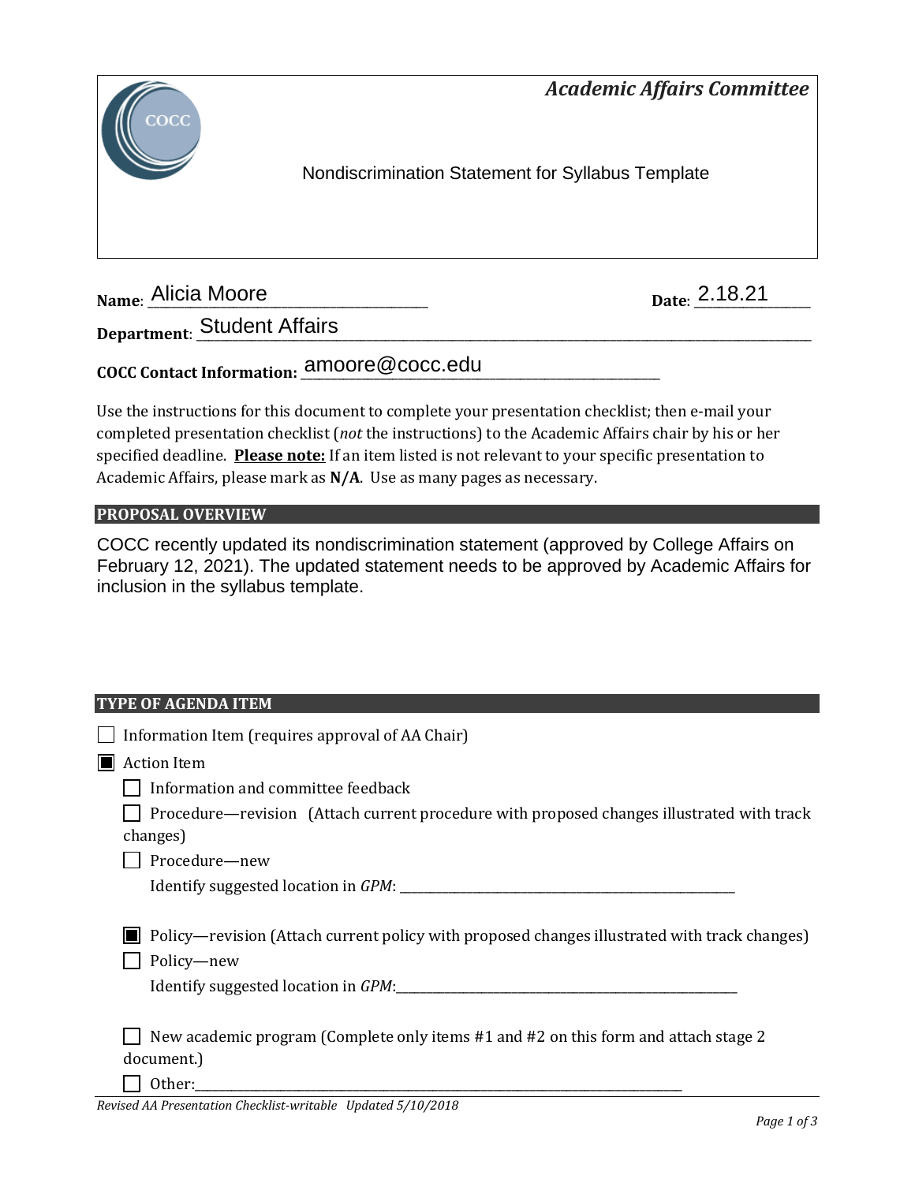*Academic Affairs Committee*

Nondiscrimination Statement for Syllabus Template

**Name**: Alicia Moore **Date**: 2.18.21

**Department**: Student Affairs

**COCC Contact Information:** amoore@cocc.edu

Use the instructions for this document to complete your presentation checklist; then e-mail your completed presentation checklist (*not* the instructions) to the Academic Affairs chair by his or her specified deadline. **Please note:** If an item listed is not relevant to your specific presentation to Academic Affairs, please mark as **N/A**. Use as many pages as necessary.

## PROPOSAL OVERVIEW

COCC recently updated its nondiscrimination statement (approved by College Affairs on February 12, 2021). The updated statement needs to be approved by Academic Affairs for inclusion in the syllabus template.

## TYPE OF AGENDA ITEM

- ☐ Information Item (requires approval of AA Chair)
- ☒ Action Item
  - ☐ Information and committee feedback
  - ☐ Procedure—revision (Attach current procedure with proposed changes illustrated with track changes)
  - ☐ Procedure—new
    Identify suggested location in *GPM*: ____________
  - ☒ Policy—revision (Attach current policy with proposed changes illustrated with track changes)
  - ☐ Policy—new
    Identify suggested location in *GPM*: ____________
  - ☐ New academic program (Complete only items #1 and #2 on this form and attach stage 2 document.)
  - ☐ Other: ____________

*Revised AA Presentation Checklist-writable Updated 5/10/2018*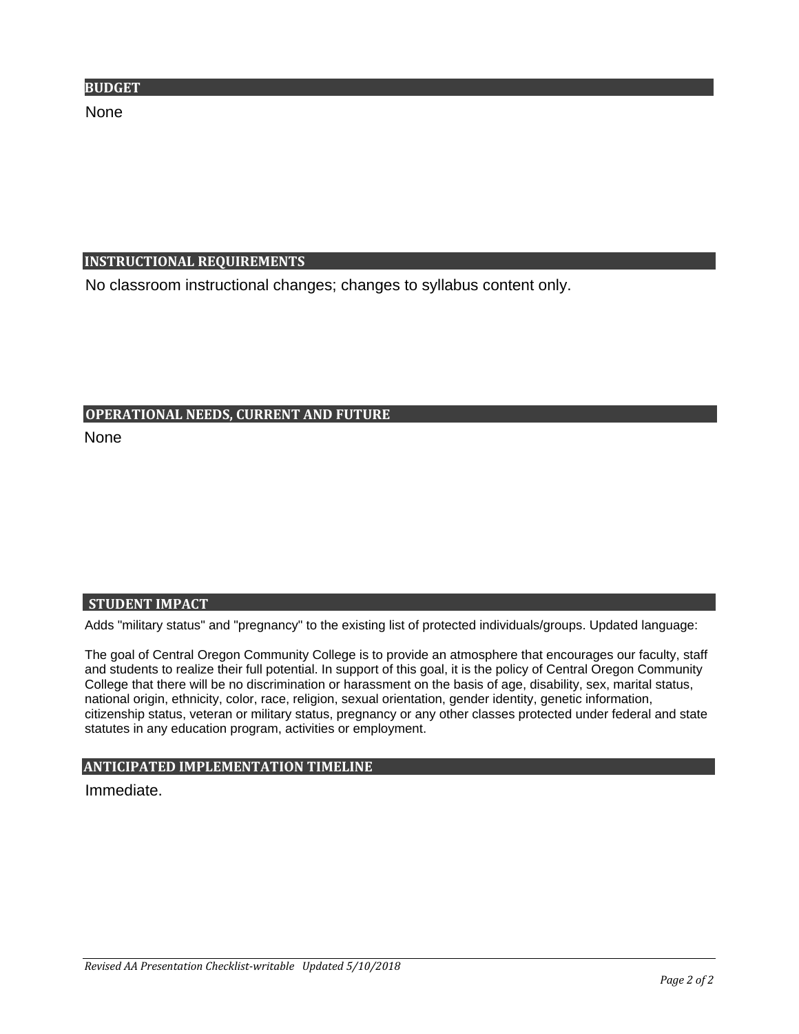## BUDGET

None

## INSTRUCTIONAL REQUIREMENTS

No classroom instructional changes; changes to syllabus content only.

## OPERATIONAL NEEDS, CURRENT AND FUTURE

None

## STUDENT IMPACT

Adds "military status" and "pregnancy" to the existing list of protected individuals/groups. Updated language:

The goal of Central Oregon Community College is to provide an atmosphere that encourages our faculty, staff and students to realize their full potential. In support of this goal, it is the policy of Central Oregon Community College that there will be no discrimination or harassment on the basis of age, disability, sex, marital status, national origin, ethnicity, color, race, religion, sexual orientation, gender identity, genetic information, citizenship status, veteran or military status, pregnancy or any other classes protected under federal and state statutes in any education program, activities or employment.

## ANTICIPATED IMPLEMENTATION TIMELINE

Immediate.

*Revised AA Presentation Checklist-writable Updated 5/10/2018*